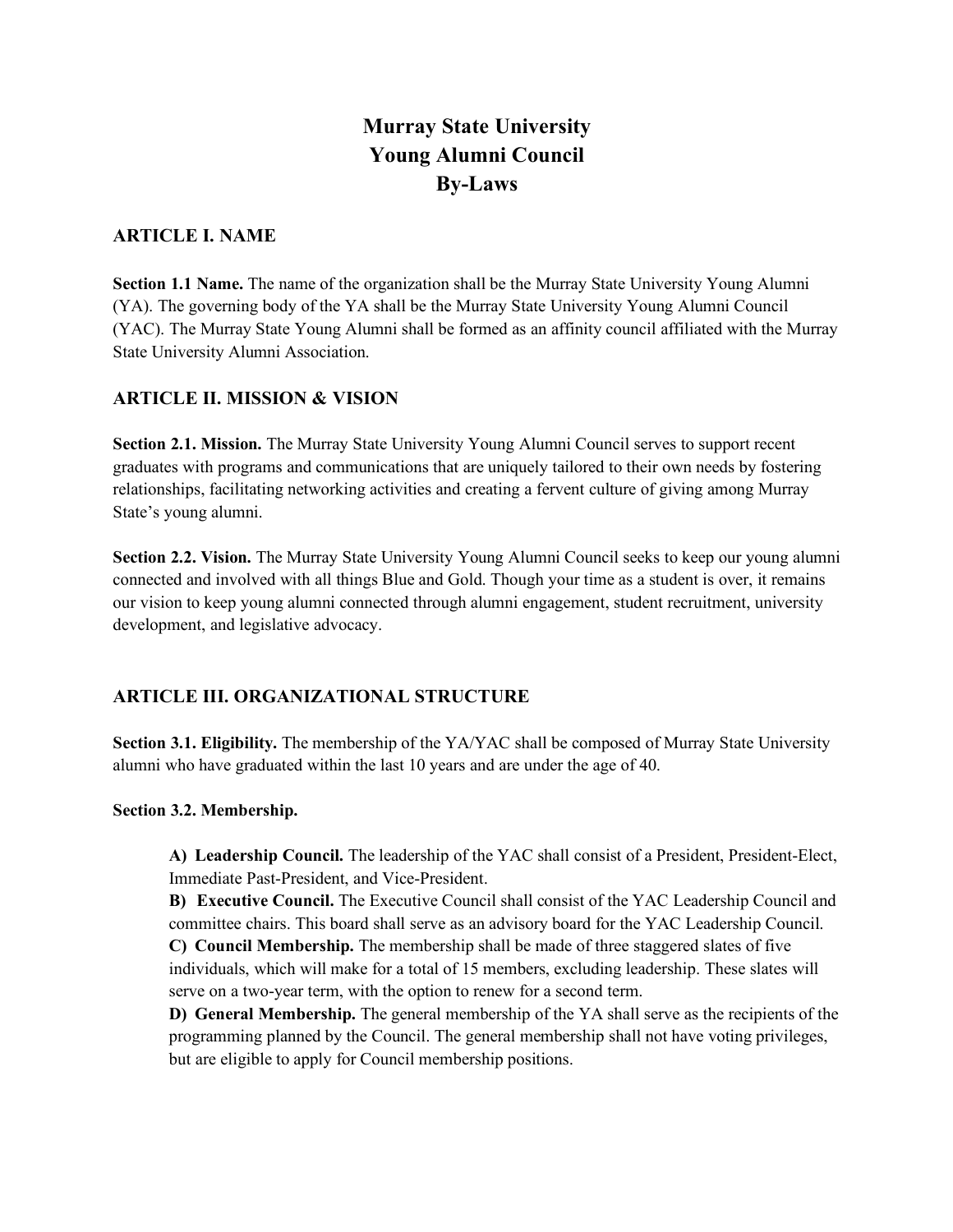# Murray State University
# Young Alumni Council
# By-Laws

## ARTICLE I. NAME

**Section 1.1 Name.** The name of the organization shall be the Murray State University Young Alumni (YA). The governing body of the YA shall be the Murray State University Young Alumni Council (YAC). The Murray State Young Alumni shall be formed as an affinity council affiliated with the Murray State University Alumni Association.

## ARTICLE II. MISSION & VISION

**Section 2.1. Mission.** The Murray State University Young Alumni Council serves to support recent graduates with programs and communications that are uniquely tailored to their own needs by fostering relationships, facilitating networking activities and creating a fervent culture of giving among Murray State's young alumni.

**Section 2.2. Vision.** The Murray State University Young Alumni Council seeks to keep our young alumni connected and involved with all things Blue and Gold. Though your time as a student is over, it remains our vision to keep young alumni connected through alumni engagement, student recruitment, university development, and legislative advocacy.

## ARTICLE III. ORGANIZATIONAL STRUCTURE

**Section 3.1. Eligibility.** The membership of the YA/YAC shall be composed of Murray State University alumni who have graduated within the last 10 years and are under the age of 40.

**Section 3.2. Membership.**

**A) Leadership Council.** The leadership of the YAC shall consist of a President, President-Elect, Immediate Past-President, and Vice-President.

**B) Executive Council.** The Executive Council shall consist of the YAC Leadership Council and committee chairs. This board shall serve as an advisory board for the YAC Leadership Council.

**C) Council Membership.** The membership shall be made of three staggered slates of five individuals, which will make for a total of 15 members, excluding leadership. These slates will serve on a two-year term, with the option to renew for a second term.

**D) General Membership.** The general membership of the YA shall serve as the recipients of the programming planned by the Council. The general membership shall not have voting privileges, but are eligible to apply for Council membership positions.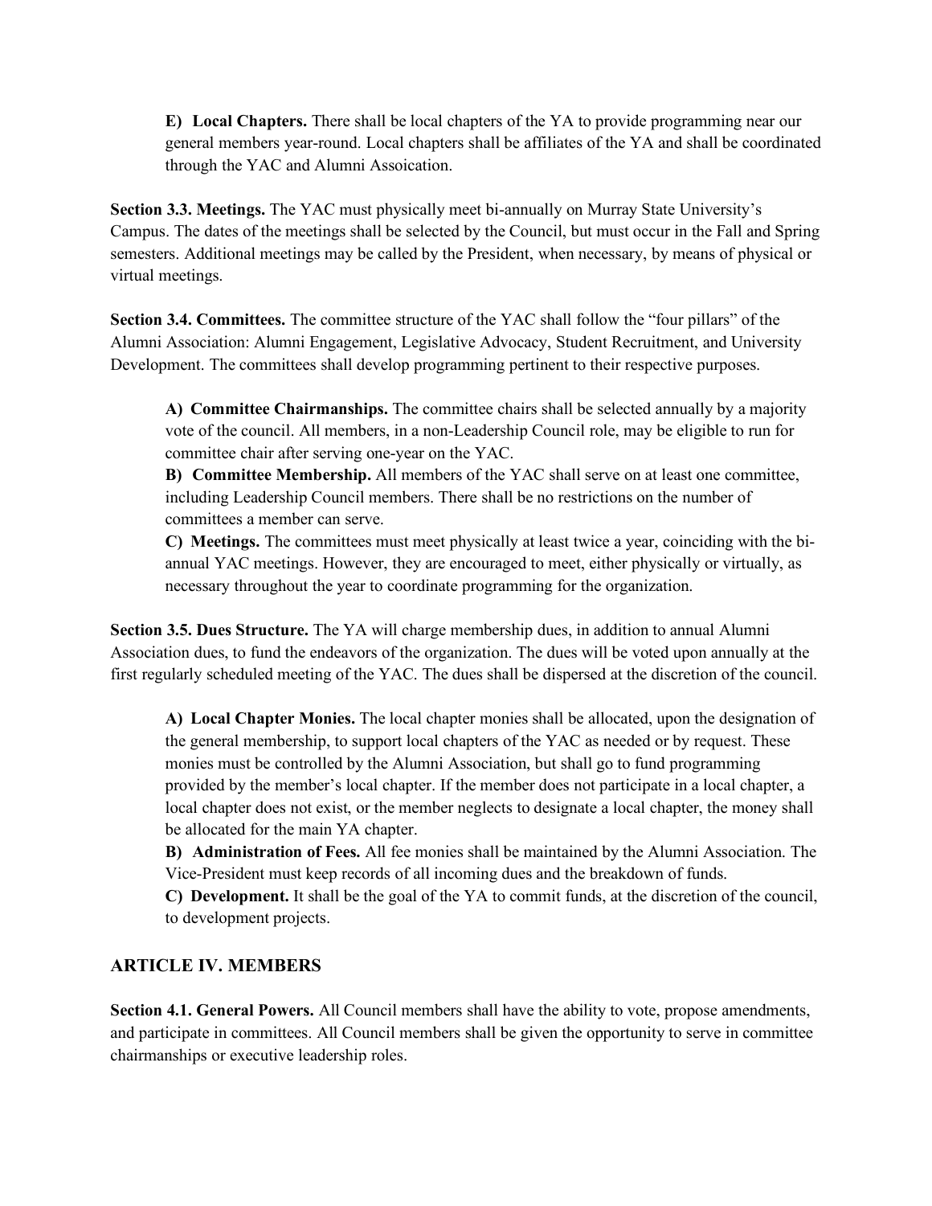**E) Local Chapters.** There shall be local chapters of the YA to provide programming near our general members year-round. Local chapters shall be affiliates of the YA and shall be coordinated through the YAC and Alumni Assoication.

**Section 3.3. Meetings.** The YAC must physically meet bi-annually on Murray State University's Campus. The dates of the meetings shall be selected by the Council, but must occur in the Fall and Spring semesters. Additional meetings may be called by the President, when necessary, by means of physical or virtual meetings.

**Section 3.4. Committees.** The committee structure of the YAC shall follow the "four pillars" of the Alumni Association: Alumni Engagement, Legislative Advocacy, Student Recruitment, and University Development. The committees shall develop programming pertinent to their respective purposes.

**A) Committee Chairmanships.** The committee chairs shall be selected annually by a majority vote of the council. All members, in a non-Leadership Council role, may be eligible to run for committee chair after serving one-year on the YAC.

**B) Committee Membership.** All members of the YAC shall serve on at least one committee, including Leadership Council members. There shall be no restrictions on the number of committees a member can serve.

**C) Meetings.** The committees must meet physically at least twice a year, coinciding with the bi-annual YAC meetings. However, they are encouraged to meet, either physically or virtually, as necessary throughout the year to coordinate programming for the organization.

**Section 3.5. Dues Structure.** The YA will charge membership dues, in addition to annual Alumni Association dues, to fund the endeavors of the organization. The dues will be voted upon annually at the first regularly scheduled meeting of the YAC. The dues shall be dispersed at the discretion of the council.

**A) Local Chapter Monies.** The local chapter monies shall be allocated, upon the designation of the general membership, to support local chapters of the YAC as needed or by request. These monies must be controlled by the Alumni Association, but shall go to fund programming provided by the member's local chapter. If the member does not participate in a local chapter, a local chapter does not exist, or the member neglects to designate a local chapter, the money shall be allocated for the main YA chapter.

**B) Administration of Fees.** All fee monies shall be maintained by the Alumni Association. The Vice-President must keep records of all incoming dues and the breakdown of funds.

**C) Development.** It shall be the goal of the YA to commit funds, at the discretion of the council, to development projects.

## ARTICLE IV. MEMBERS

**Section 4.1. General Powers.** All Council members shall have the ability to vote, propose amendments, and participate in committees. All Council members shall be given the opportunity to serve in committee chairmanships or executive leadership roles.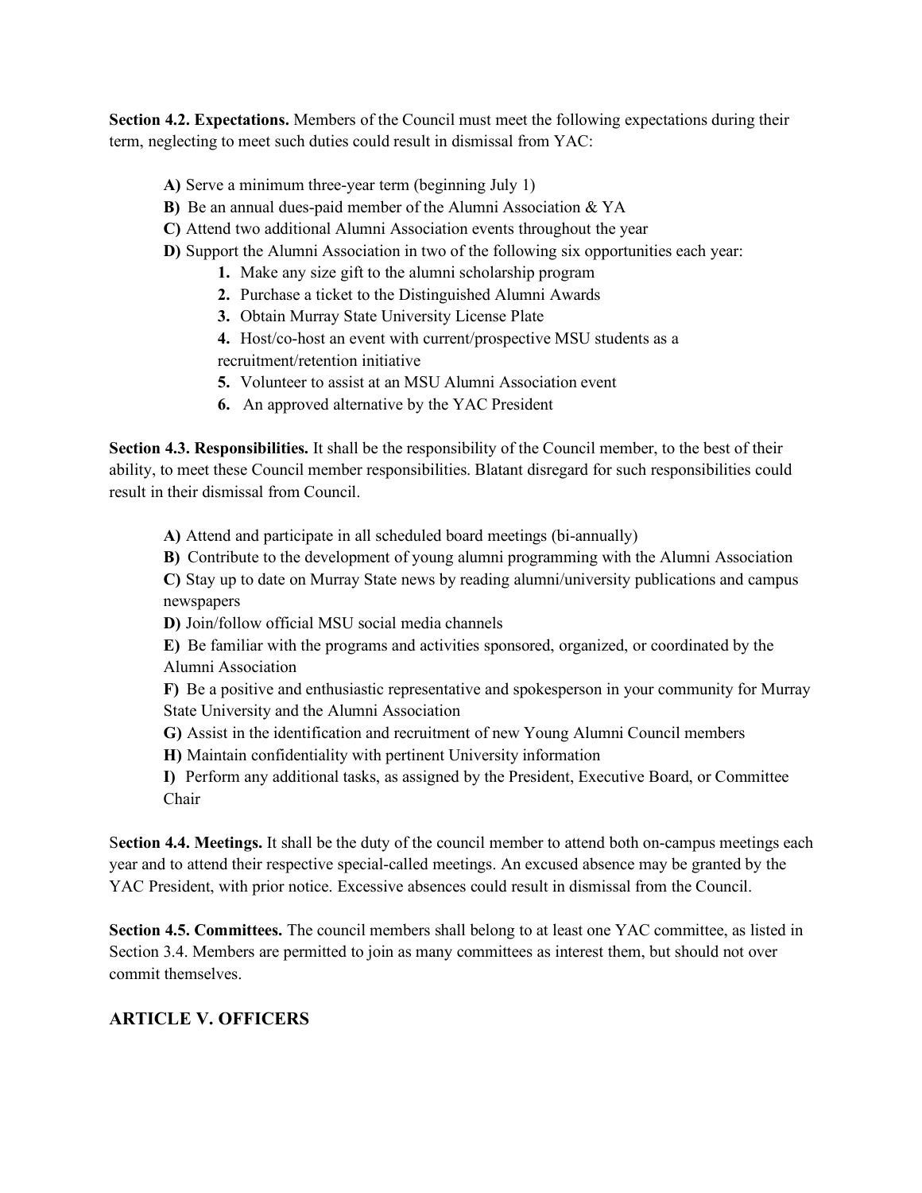**Section 4.2. Expectations.** Members of the Council must meet the following expectations during their term, neglecting to meet such duties could result in dismissal from YAC:

**A)** Serve a minimum three-year term (beginning July 1)
**B)** Be an annual dues-paid member of the Alumni Association & YA
**C)** Attend two additional Alumni Association events throughout the year
**D)** Support the Alumni Association in two of the following six opportunities each year:

1. Make any size gift to the alumni scholarship program
2. Purchase a ticket to the Distinguished Alumni Awards
3. Obtain Murray State University License Plate
4. Host/co-host an event with current/prospective MSU students as a recruitment/retention initiative
5. Volunteer to assist at an MSU Alumni Association event
6. An approved alternative by the YAC President

**Section 4.3. Responsibilities.** It shall be the responsibility of the Council member, to the best of their ability, to meet these Council member responsibilities. Blatant disregard for such responsibilities could result in their dismissal from Council.

**A)** Attend and participate in all scheduled board meetings (bi-annually)
**B)** Contribute to the development of young alumni programming with the Alumni Association
**C)** Stay up to date on Murray State news by reading alumni/university publications and campus newspapers
**D)** Join/follow official MSU social media channels
**E)** Be familiar with the programs and activities sponsored, organized, or coordinated by the Alumni Association
**F)** Be a positive and enthusiastic representative and spokesperson in your community for Murray State University and the Alumni Association
**G)** Assist in the identification and recruitment of new Young Alumni Council members
**H)** Maintain confidentiality with pertinent University information
**I)** Perform any additional tasks, as assigned by the President, Executive Board, or Committee Chair

**Section 4.4. Meetings.** It shall be the duty of the council member to attend both on-campus meetings each year and to attend their respective special-called meetings. An excused absence may be granted by the YAC President, with prior notice. Excessive absences could result in dismissal from the Council.

**Section 4.5. Committees.** The council members shall belong to at least one YAC committee, as listed in Section 3.4. Members are permitted to join as many committees as interest them, but should not over commit themselves.

## ARTICLE V. OFFICERS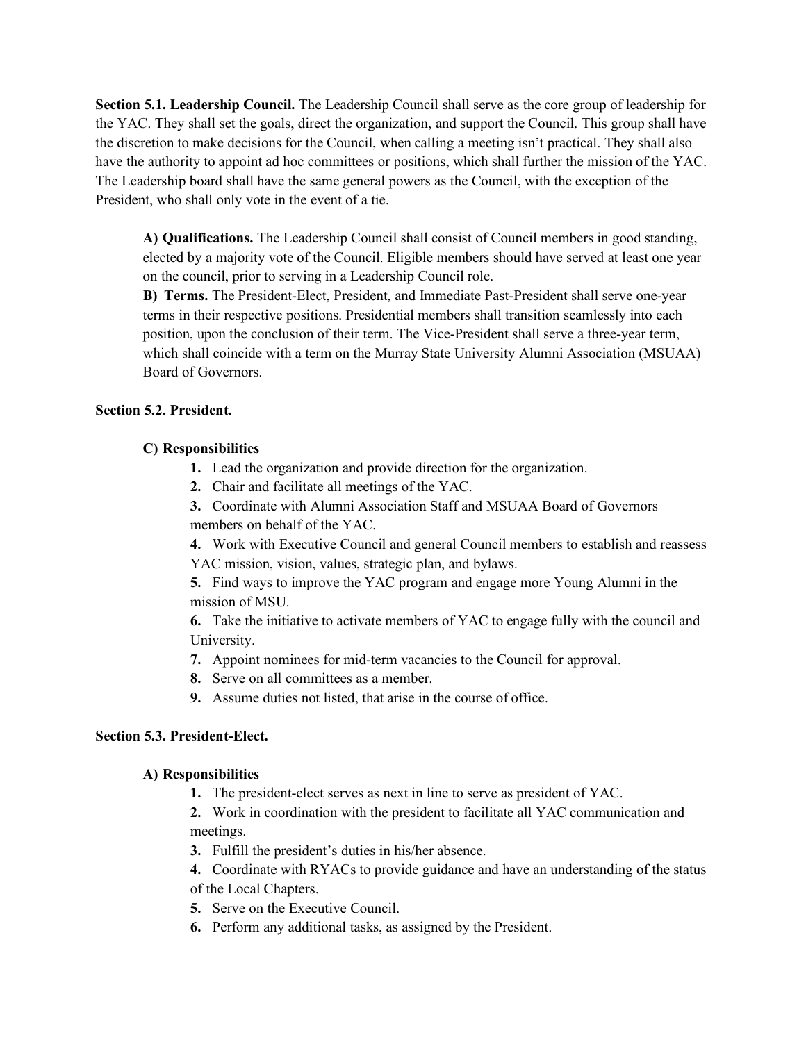**Section 5.1. Leadership Council.** The Leadership Council shall serve as the core group of leadership for the YAC. They shall set the goals, direct the organization, and support the Council. This group shall have the discretion to make decisions for the Council, when calling a meeting isn't practical. They shall also have the authority to appoint ad hoc committees or positions, which shall further the mission of the YAC. The Leadership board shall have the same general powers as the Council, with the exception of the President, who shall only vote in the event of a tie.

> **A) Qualifications.** The Leadership Council shall consist of Council members in good standing, elected by a majority vote of the Council. Eligible members should have served at least one year on the council, prior to serving in a Leadership Council role.
>
> **B) Terms.** The President-Elect, President, and Immediate Past-President shall serve one-year terms in their respective positions. Presidential members shall transition seamlessly into each position, upon the conclusion of their term. The Vice-President shall serve a three-year term, which shall coincide with a term on the Murray State University Alumni Association (MSUAA) Board of Governors.

**Section 5.2. President.**

**C) Responsibilities**

1. Lead the organization and provide direction for the organization.
2. Chair and facilitate all meetings of the YAC.
3. Coordinate with Alumni Association Staff and MSUAA Board of Governors members on behalf of the YAC.
4. Work with Executive Council and general Council members to establish and reassess YAC mission, vision, values, strategic plan, and bylaws.
5. Find ways to improve the YAC program and engage more Young Alumni in the mission of MSU.
6. Take the initiative to activate members of YAC to engage fully with the council and University.
7. Appoint nominees for mid-term vacancies to the Council for approval.
8. Serve on all committees as a member.
9. Assume duties not listed, that arise in the course of office.

**Section 5.3. President-Elect.**

**A) Responsibilities**

1. The president-elect serves as next in line to serve as president of YAC.
2. Work in coordination with the president to facilitate all YAC communication and meetings.
3. Fulfill the president's duties in his/her absence.
4. Coordinate with RYACs to provide guidance and have an understanding of the status of the Local Chapters.
5. Serve on the Executive Council.
6. Perform any additional tasks, as assigned by the President.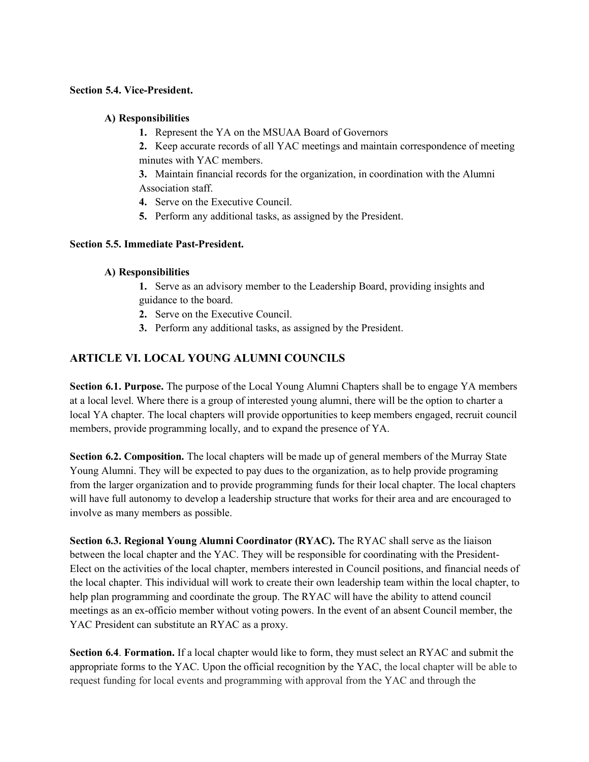**Section 5.4. Vice-President.**

**A) Responsibilities**

1. Represent the YA on the MSUAA Board of Governors
2. Keep accurate records of all YAC meetings and maintain correspondence of meeting minutes with YAC members.
3. Maintain financial records for the organization, in coordination with the Alumni Association staff.
4. Serve on the Executive Council.
5. Perform any additional tasks, as assigned by the President.

**Section 5.5. Immediate Past-President.**

**A) Responsibilities**

1. Serve as an advisory member to the Leadership Board, providing insights and guidance to the board.
2. Serve on the Executive Council.
3. Perform any additional tasks, as assigned by the President.

## ARTICLE VI. LOCAL YOUNG ALUMNI COUNCILS

**Section 6.1. Purpose.** The purpose of the Local Young Alumni Chapters shall be to engage YA members at a local level. Where there is a group of interested young alumni, there will be the option to charter a local YA chapter. The local chapters will provide opportunities to keep members engaged, recruit council members, provide programming locally, and to expand the presence of YA.

**Section 6.2. Composition.** The local chapters will be made up of general members of the Murray State Young Alumni. They will be expected to pay dues to the organization, as to help provide programing from the larger organization and to provide programming funds for their local chapter. The local chapters will have full autonomy to develop a leadership structure that works for their area and are encouraged to involve as many members as possible.

**Section 6.3. Regional Young Alumni Coordinator (RYAC).** The RYAC shall serve as the liaison between the local chapter and the YAC. They will be responsible for coordinating with the President-Elect on the activities of the local chapter, members interested in Council positions, and financial needs of the local chapter. This individual will work to create their own leadership team within the local chapter, to help plan programming and coordinate the group. The RYAC will have the ability to attend council meetings as an ex-officio member without voting powers. In the event of an absent Council member, the YAC President can substitute an RYAC as a proxy.

**Section 6.4**. **Formation.** If a local chapter would like to form, they must select an RYAC and submit the appropriate forms to the YAC. Upon the official recognition by the YAC, the local chapter will be able to request funding for local events and programming with approval from the YAC and through the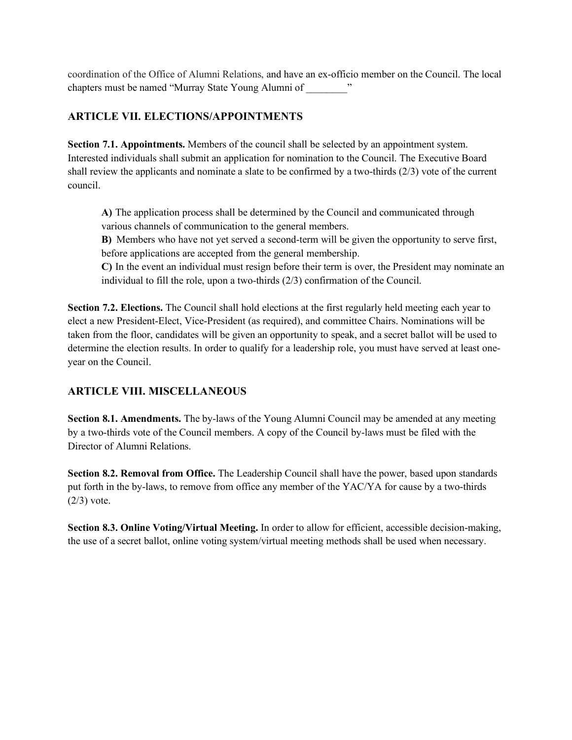coordination of the Office of Alumni Relations, and have an ex-officio member on the Council. The local chapters must be named "Murray State Young Alumni of ________"

## ARTICLE VII. ELECTIONS/APPOINTMENTS

**Section 7.1. Appointments.** Members of the council shall be selected by an appointment system. Interested individuals shall submit an application for nomination to the Council. The Executive Board shall review the applicants and nominate a slate to be confirmed by a two-thirds (2/3) vote of the current council.

> **A)** The application process shall be determined by the Council and communicated through various channels of communication to the general members.
> **B)** Members who have not yet served a second-term will be given the opportunity to serve first, before applications are accepted from the general membership.
> **C)** In the event an individual must resign before their term is over, the President may nominate an individual to fill the role, upon a two-thirds (2/3) confirmation of the Council.

**Section 7.2. Elections.** The Council shall hold elections at the first regularly held meeting each year to elect a new President-Elect, Vice-President (as required), and committee Chairs. Nominations will be taken from the floor, candidates will be given an opportunity to speak, and a secret ballot will be used to determine the election results. In order to qualify for a leadership role, you must have served at least one-year on the Council.

## ARTICLE VIII. MISCELLANEOUS

**Section 8.1. Amendments.** The by-laws of the Young Alumni Council may be amended at any meeting by a two-thirds vote of the Council members. A copy of the Council by-laws must be filed with the Director of Alumni Relations.

**Section 8.2. Removal from Office.** The Leadership Council shall have the power, based upon standards put forth in the by-laws, to remove from office any member of the YAC/YA for cause by a two-thirds (2/3) vote.

**Section 8.3. Online Voting/Virtual Meeting.** In order to allow for efficient, accessible decision-making, the use of a secret ballot, online voting system/virtual meeting methods shall be used when necessary.